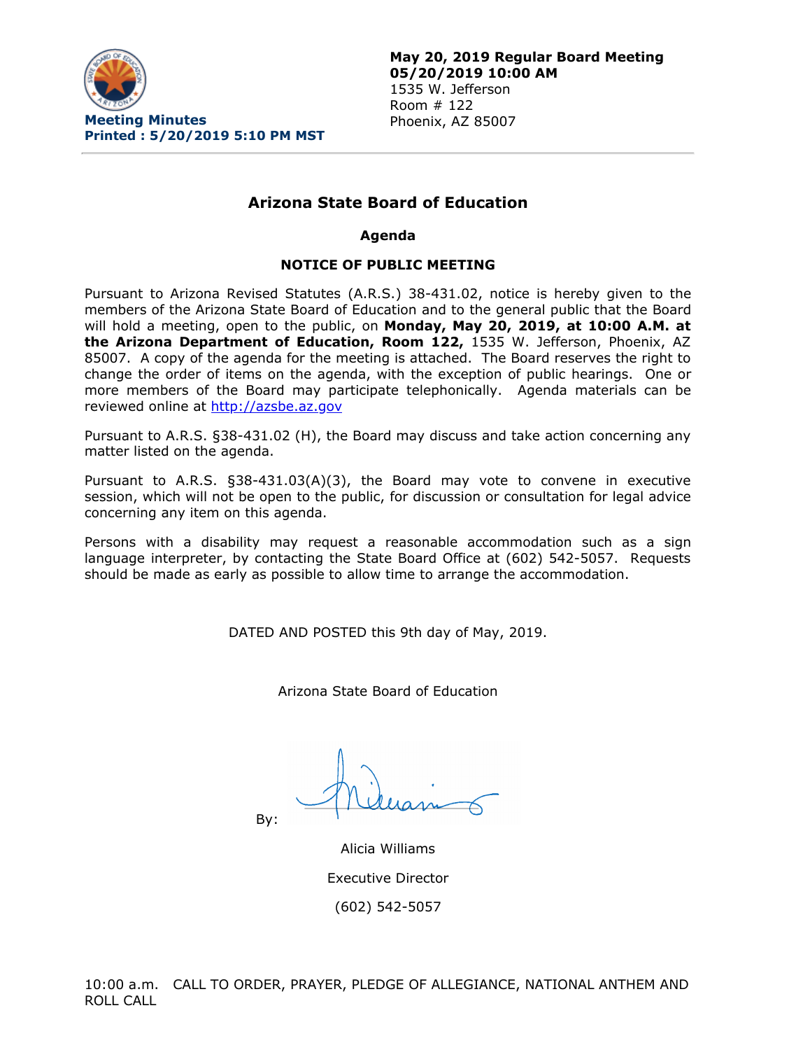**Meeting Minutes**
**Printed : 5/20/2019 5:10 PM MST**

**May 20, 2019 Regular Board Meeting**
**05/20/2019 10:00 AM**
1535 W. Jefferson
Room # 122
Phoenix, AZ 85007

## Arizona State Board of Education

### Agenda

### NOTICE OF PUBLIC MEETING

Pursuant to Arizona Revised Statutes (A.R.S.) 38-431.02, notice is hereby given to the members of the Arizona State Board of Education and to the general public that the Board will hold a meeting, open to the public, on **Monday, May 20, 2019, at 10:00 A.M. at the Arizona Department of Education, Room 122,** 1535 W. Jefferson, Phoenix, AZ 85007. A copy of the agenda for the meeting is attached. The Board reserves the right to change the order of items on the agenda, with the exception of public hearings. One or more members of the Board may participate telephonically. Agenda materials can be reviewed online at http://azsbe.az.gov

Pursuant to A.R.S. §38-431.02 (H), the Board may discuss and take action concerning any matter listed on the agenda.

Pursuant to A.R.S. §38-431.03(A)(3), the Board may vote to convene in executive session, which will not be open to the public, for discussion or consultation for legal advice concerning any item on this agenda.

Persons with a disability may request a reasonable accommodation such as a sign language interpreter, by contacting the State Board Office at (602) 542-5057. Requests should be made as early as possible to allow time to arrange the accommodation.

DATED AND POSTED this 9th day of May, 2019.

Arizona State Board of Education

By:

Alicia Williams

Executive Director

(602) 542-5057

10:00 a.m. CALL TO ORDER, PRAYER, PLEDGE OF ALLEGIANCE, NATIONAL ANTHEM AND ROLL CALL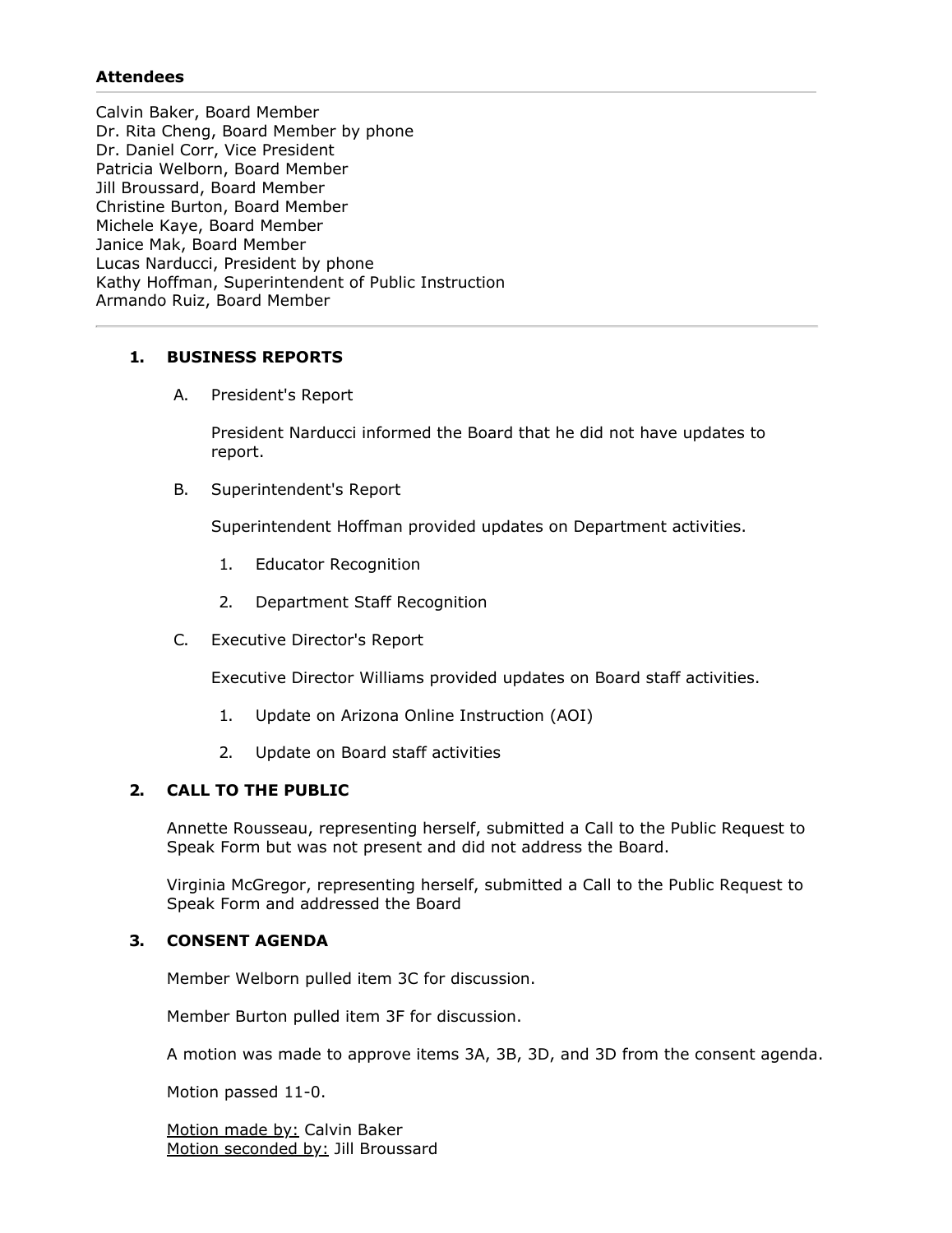**Attendees**

Calvin Baker, Board Member
Dr. Rita Cheng, Board Member by phone
Dr. Daniel Corr, Vice President
Patricia Welborn, Board Member
Jill Broussard, Board Member
Christine Burton, Board Member
Michele Kaye, Board Member
Janice Mak, Board Member
Lucas Narducci, President by phone
Kathy Hoffman, Superintendent of Public Instruction
Armando Ruiz, Board Member

---

1. **BUSINESS REPORTS**

   A. President's Report

   President Narducci informed the Board that he did not have updates to report.

   B. Superintendent's Report

   Superintendent Hoffman provided updates on Department activities.

   1. Educator Recognition
   2. Department Staff Recognition

   C. Executive Director's Report

   Executive Director Williams provided updates on Board staff activities.

   1. Update on Arizona Online Instruction (AOI)
   2. Update on Board staff activities

2. **CALL TO THE PUBLIC**

   Annette Rousseau, representing herself, submitted a Call to the Public Request to Speak Form but was not present and did not address the Board.

   Virginia McGregor, representing herself, submitted a Call to the Public Request to Speak Form and addressed the Board

3. **CONSENT AGENDA**

   Member Welborn pulled item 3C for discussion.

   Member Burton pulled item 3F for discussion.

   A motion was made to approve items 3A, 3B, 3D, and 3D from the consent agenda.

   Motion passed 11-0.

   Motion made by: Calvin Baker
   Motion seconded by: Jill Broussard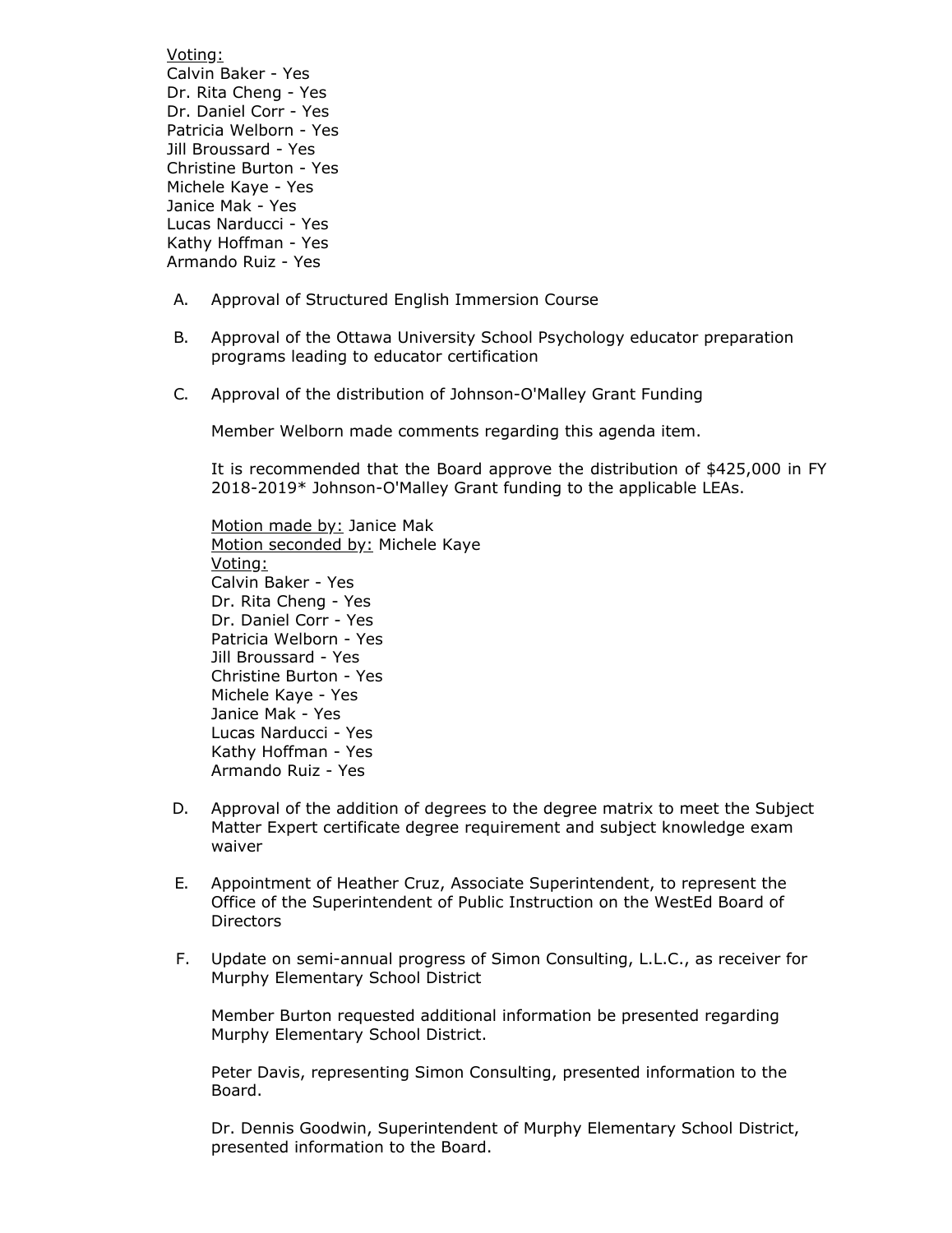Voting:
Calvin Baker - Yes
Dr. Rita Cheng - Yes
Dr. Daniel Corr - Yes
Patricia Welborn - Yes
Jill Broussard - Yes
Christine Burton - Yes
Michele Kaye - Yes
Janice Mak - Yes
Lucas Narducci - Yes
Kathy Hoffman - Yes
Armando Ruiz - Yes

A. Approval of Structured English Immersion Course

B. Approval of the Ottawa University School Psychology educator preparation programs leading to educator certification

C. Approval of the distribution of Johnson-O'Malley Grant Funding

   Member Welborn made comments regarding this agenda item.

   It is recommended that the Board approve the distribution of $425,000 in FY 2018-2019* Johnson-O'Malley Grant funding to the applicable LEAs.

   Motion made by: Janice Mak
   Motion seconded by: Michele Kaye
   Voting:
   Calvin Baker - Yes
   Dr. Rita Cheng - Yes
   Dr. Daniel Corr - Yes
   Patricia Welborn - Yes
   Jill Broussard - Yes
   Christine Burton - Yes
   Michele Kaye - Yes
   Janice Mak - Yes
   Lucas Narducci - Yes
   Kathy Hoffman - Yes
   Armando Ruiz - Yes

D. Approval of the addition of degrees to the degree matrix to meet the Subject Matter Expert certificate degree requirement and subject knowledge exam waiver

E. Appointment of Heather Cruz, Associate Superintendent, to represent the Office of the Superintendent of Public Instruction on the WestEd Board of Directors

F. Update on semi-annual progress of Simon Consulting, L.L.C., as receiver for Murphy Elementary School District

   Member Burton requested additional information be presented regarding Murphy Elementary School District.

   Peter Davis, representing Simon Consulting, presented information to the Board.

   Dr. Dennis Goodwin, Superintendent of Murphy Elementary School District, presented information to the Board.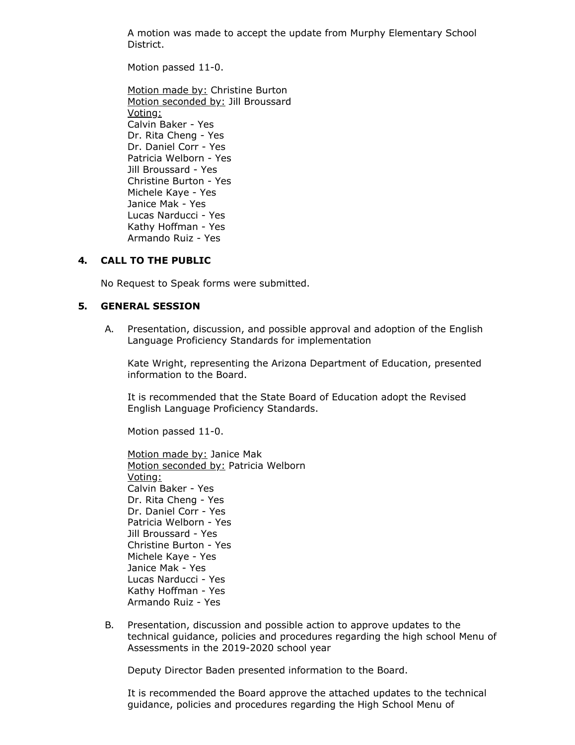A motion was made to accept the update from Murphy Elementary School District.

Motion passed 11-0.

Motion made by: Christine Burton
Motion seconded by: Jill Broussard
Voting:
Calvin Baker - Yes
Dr. Rita Cheng - Yes
Dr. Daniel Corr - Yes
Patricia Welborn - Yes
Jill Broussard - Yes
Christine Burton - Yes
Michele Kaye - Yes
Janice Mak - Yes
Lucas Narducci - Yes
Kathy Hoffman - Yes
Armando Ruiz - Yes

## 4. CALL TO THE PUBLIC

No Request to Speak forms were submitted.

## 5. GENERAL SESSION

A. Presentation, discussion, and possible approval and adoption of the English Language Proficiency Standards for implementation

Kate Wright, representing the Arizona Department of Education, presented information to the Board.

It is recommended that the State Board of Education adopt the Revised English Language Proficiency Standards.

Motion passed 11-0.

Motion made by: Janice Mak
Motion seconded by: Patricia Welborn
Voting:
Calvin Baker - Yes
Dr. Rita Cheng - Yes
Dr. Daniel Corr - Yes
Patricia Welborn - Yes
Jill Broussard - Yes
Christine Burton - Yes
Michele Kaye - Yes
Janice Mak - Yes
Lucas Narducci - Yes
Kathy Hoffman - Yes
Armando Ruiz - Yes

B. Presentation, discussion and possible action to approve updates to the technical guidance, policies and procedures regarding the high school Menu of Assessments in the 2019-2020 school year

Deputy Director Baden presented information to the Board.

It is recommended the Board approve the attached updates to the technical guidance, policies and procedures regarding the High School Menu of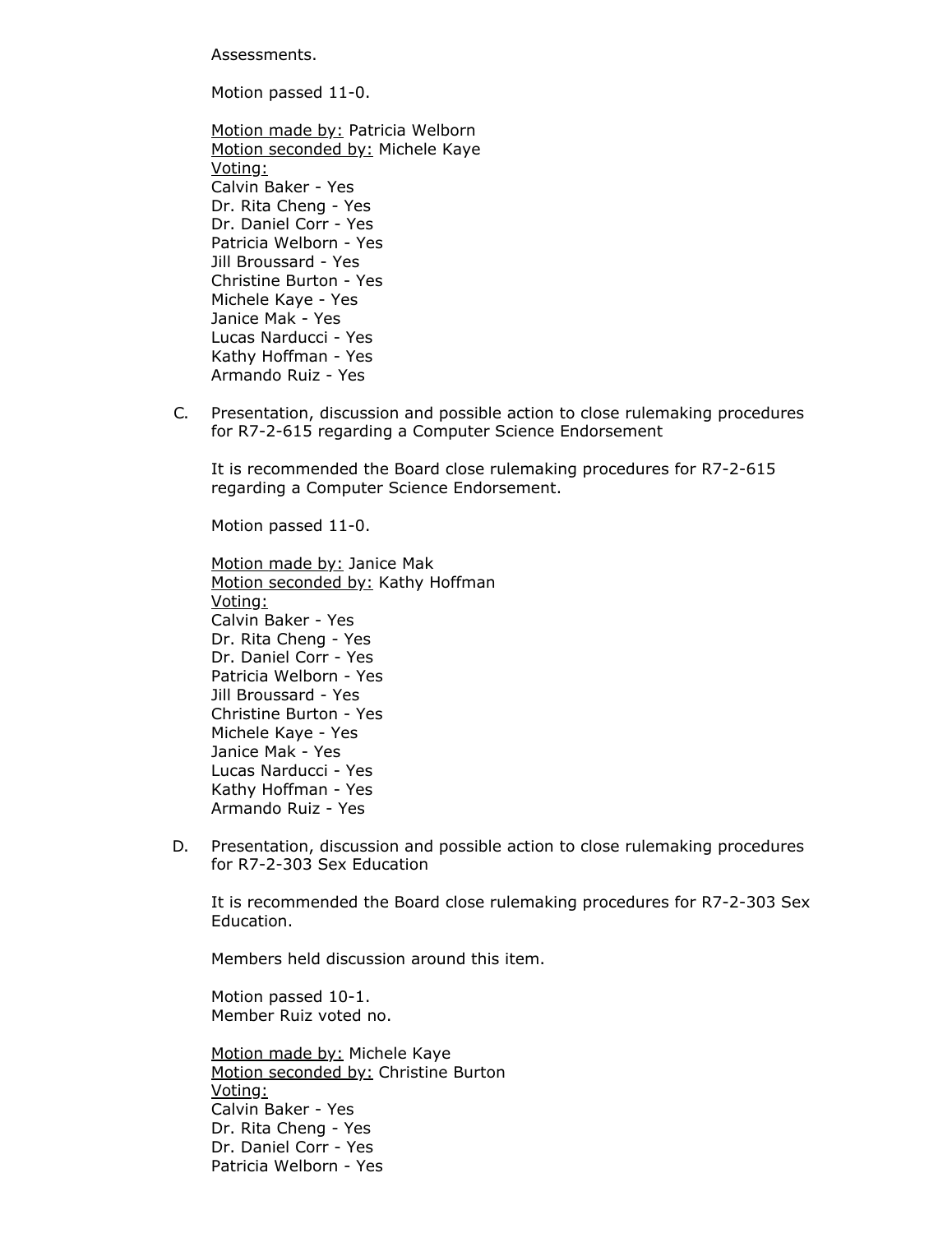Assessments.

Motion passed 11-0.

Motion made by: Patricia Welborn
Motion seconded by: Michele Kaye
Voting:
Calvin Baker - Yes
Dr. Rita Cheng - Yes
Dr. Daniel Corr - Yes
Patricia Welborn - Yes
Jill Broussard - Yes
Christine Burton - Yes
Michele Kaye - Yes
Janice Mak - Yes
Lucas Narducci - Yes
Kathy Hoffman - Yes
Armando Ruiz - Yes

C. Presentation, discussion and possible action to close rulemaking procedures for R7-2-615 regarding a Computer Science Endorsement

It is recommended the Board close rulemaking procedures for R7-2-615 regarding a Computer Science Endorsement.

Motion passed 11-0.

Motion made by: Janice Mak
Motion seconded by: Kathy Hoffman
Voting:
Calvin Baker - Yes
Dr. Rita Cheng - Yes
Dr. Daniel Corr - Yes
Patricia Welborn - Yes
Jill Broussard - Yes
Christine Burton - Yes
Michele Kaye - Yes
Janice Mak - Yes
Lucas Narducci - Yes
Kathy Hoffman - Yes
Armando Ruiz - Yes

D. Presentation, discussion and possible action to close rulemaking procedures for R7-2-303 Sex Education

It is recommended the Board close rulemaking procedures for R7-2-303 Sex Education.

Members held discussion around this item.

Motion passed 10-1.
Member Ruiz voted no.

Motion made by: Michele Kaye
Motion seconded by: Christine Burton
Voting:
Calvin Baker - Yes
Dr. Rita Cheng - Yes
Dr. Daniel Corr - Yes
Patricia Welborn - Yes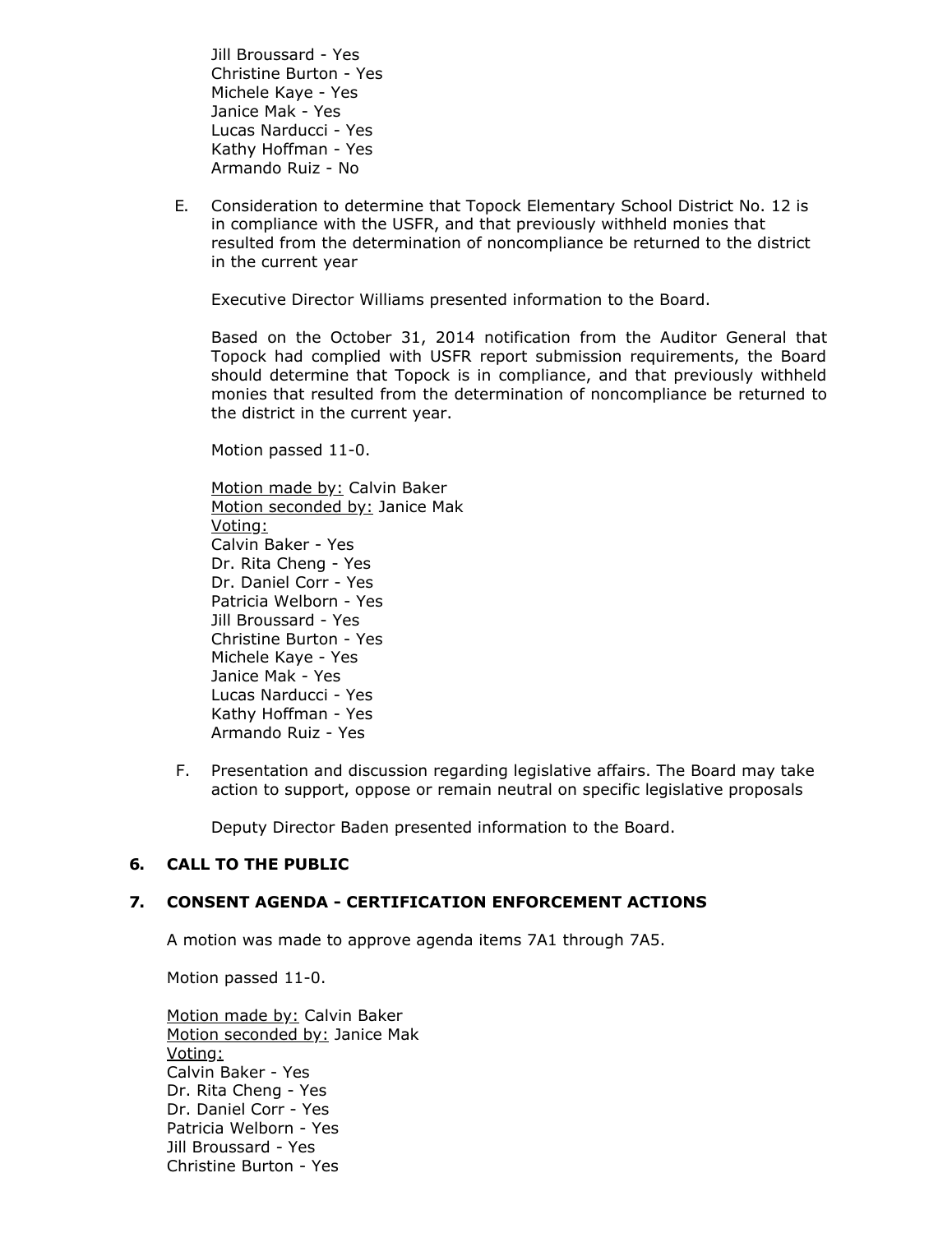Jill Broussard - Yes
Christine Burton - Yes
Michele Kaye - Yes
Janice Mak - Yes
Lucas Narducci - Yes
Kathy Hoffman - Yes
Armando Ruiz - No

E. Consideration to determine that Topock Elementary School District No. 12 is in compliance with the USFR, and that previously withheld monies that resulted from the determination of noncompliance be returned to the district in the current year

Executive Director Williams presented information to the Board.

Based on the October 31, 2014 notification from the Auditor General that Topock had complied with USFR report submission requirements, the Board should determine that Topock is in compliance, and that previously withheld monies that resulted from the determination of noncompliance be returned to the district in the current year.

Motion passed 11-0.

Motion made by: Calvin Baker
Motion seconded by: Janice Mak
Voting:
Calvin Baker - Yes
Dr. Rita Cheng - Yes
Dr. Daniel Corr - Yes
Patricia Welborn - Yes
Jill Broussard - Yes
Christine Burton - Yes
Michele Kaye - Yes
Janice Mak - Yes
Lucas Narducci - Yes
Kathy Hoffman - Yes
Armando Ruiz - Yes

F. Presentation and discussion regarding legislative affairs. The Board may take action to support, oppose or remain neutral on specific legislative proposals

Deputy Director Baden presented information to the Board.

## 6. CALL TO THE PUBLIC

## 7. CONSENT AGENDA - CERTIFICATION ENFORCEMENT ACTIONS

A motion was made to approve agenda items 7A1 through 7A5.

Motion passed 11-0.

Motion made by: Calvin Baker
Motion seconded by: Janice Mak
Voting:
Calvin Baker - Yes
Dr. Rita Cheng - Yes
Dr. Daniel Corr - Yes
Patricia Welborn - Yes
Jill Broussard - Yes
Christine Burton - Yes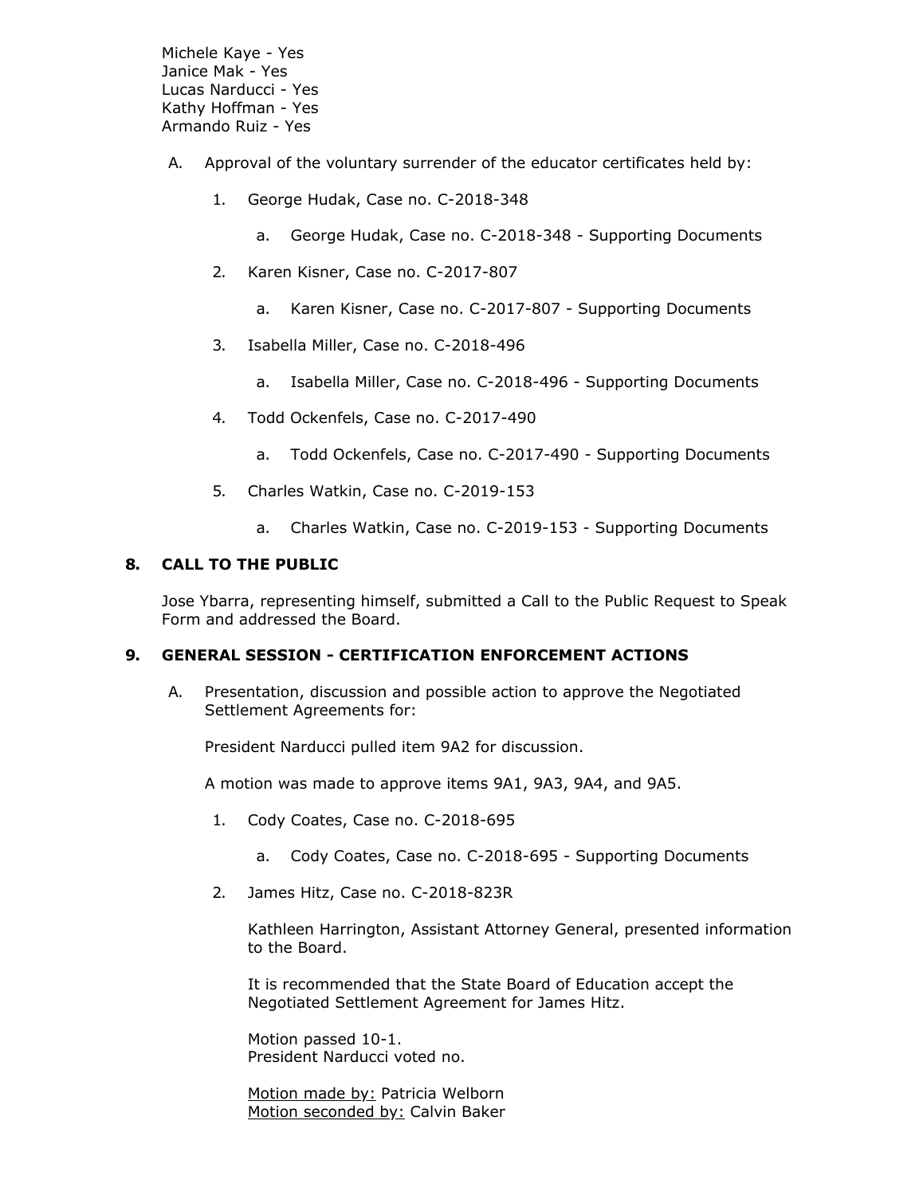Michele Kaye - Yes
Janice Mak - Yes
Lucas Narducci - Yes
Kathy Hoffman - Yes
Armando Ruiz - Yes

A. Approval of the voluntary surrender of the educator certificates held by:

1. George Hudak, Case no. C-2018-348
    a. George Hudak, Case no. C-2018-348 - Supporting Documents
2. Karen Kisner, Case no. C-2017-807
    a. Karen Kisner, Case no. C-2017-807 - Supporting Documents
3. Isabella Miller, Case no. C-2018-496
    a. Isabella Miller, Case no. C-2018-496 - Supporting Documents
4. Todd Ockenfels, Case no. C-2017-490
    a. Todd Ockenfels, Case no. C-2017-490 - Supporting Documents
5. Charles Watkin, Case no. C-2019-153
    a. Charles Watkin, Case no. C-2019-153 - Supporting Documents

## 8. CALL TO THE PUBLIC

Jose Ybarra, representing himself, submitted a Call to the Public Request to Speak Form and addressed the Board.

## 9. GENERAL SESSION - CERTIFICATION ENFORCEMENT ACTIONS

A. Presentation, discussion and possible action to approve the Negotiated Settlement Agreements for:

President Narducci pulled item 9A2 for discussion.

A motion was made to approve items 9A1, 9A3, 9A4, and 9A5.

1. Cody Coates, Case no. C-2018-695
    a. Cody Coates, Case no. C-2018-695 - Supporting Documents
2. James Hitz, Case no. C-2018-823R

    Kathleen Harrington, Assistant Attorney General, presented information to the Board.

    It is recommended that the State Board of Education accept the Negotiated Settlement Agreement for James Hitz.

    Motion passed 10-1.
    President Narducci voted no.

    Motion made by: Patricia Welborn
    Motion seconded by: Calvin Baker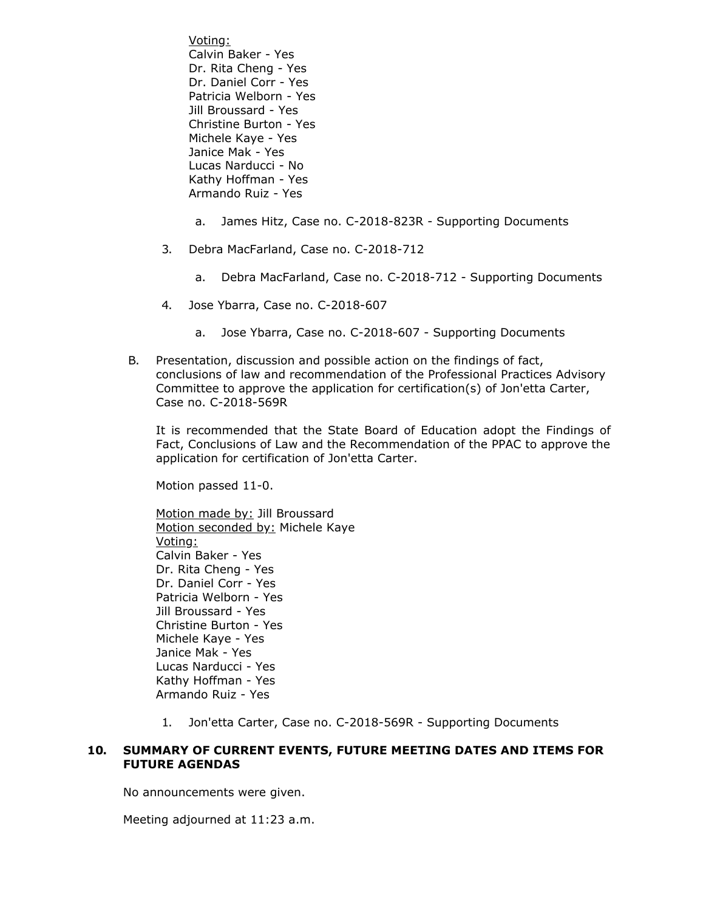Voting:
Calvin Baker - Yes
Dr. Rita Cheng - Yes
Dr. Daniel Corr - Yes
Patricia Welborn - Yes
Jill Broussard - Yes
Christine Burton - Yes
Michele Kaye - Yes
Janice Mak - Yes
Lucas Narducci - No
Kathy Hoffman - Yes
Armando Ruiz - Yes

a. James Hitz, Case no. C-2018-823R - Supporting Documents

3. Debra MacFarland, Case no. C-2018-712

   a. Debra MacFarland, Case no. C-2018-712 - Supporting Documents

4. Jose Ybarra, Case no. C-2018-607

   a. Jose Ybarra, Case no. C-2018-607 - Supporting Documents

B. Presentation, discussion and possible action on the findings of fact, conclusions of law and recommendation of the Professional Practices Advisory Committee to approve the application for certification(s) of Jon'etta Carter, Case no. C-2018-569R

It is recommended that the State Board of Education adopt the Findings of Fact, Conclusions of Law and the Recommendation of the PPAC to approve the application for certification of Jon'etta Carter.

Motion passed 11-0.

Motion made by: Jill Broussard
Motion seconded by: Michele Kaye
Voting:
Calvin Baker - Yes
Dr. Rita Cheng - Yes
Dr. Daniel Corr - Yes
Patricia Welborn - Yes
Jill Broussard - Yes
Christine Burton - Yes
Michele Kaye - Yes
Janice Mak - Yes
Lucas Narducci - Yes
Kathy Hoffman - Yes
Armando Ruiz - Yes

1. Jon'etta Carter, Case no. C-2018-569R - Supporting Documents

## 10. SUMMARY OF CURRENT EVENTS, FUTURE MEETING DATES AND ITEMS FOR FUTURE AGENDAS

No announcements were given.

Meeting adjourned at 11:23 a.m.